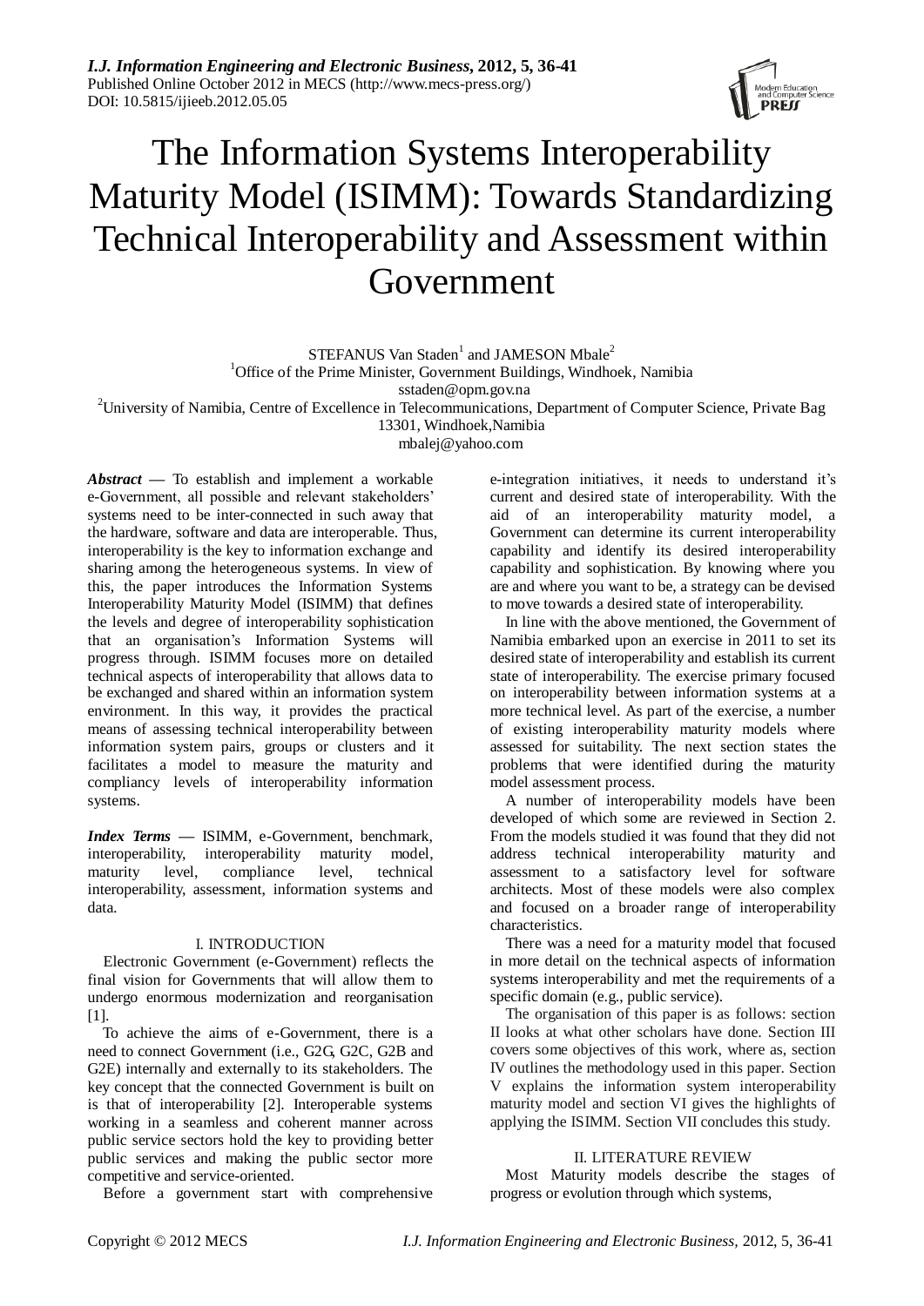# The Information Systems Interoperability Maturity Model (ISIMM): Towards Standardizing Technical Interoperability and Assessment within Government

STEFANUS Van Staden[1] and JAMESON Mbale[2]

[1]Office of the Prime Minister, Government Buildings, Windhoek, Namibia
sstaden@opm.gov.na

[2]University of Namibia, Centre of Excellence in Telecommunications, Department of Computer Science, Private Bag 13301, Windhoek,Namibia
mbalej@yahoo.com

***Abstract*** **—** To establish and implement a workable e-Government, all possible and relevant stakeholders' systems need to be inter-connected in such away that the hardware, software and data are interoperable. Thus, interoperability is the key to information exchange and sharing among the heterogeneous systems. In view of this, the paper introduces the Information Systems Interoperability Maturity Model (ISIMM) that defines the levels and degree of interoperability sophistication that an organisation's Information Systems will progress through. ISIMM focuses more on detailed technical aspects of interoperability that allows data to be exchanged and shared within an information system environment. In this way, it provides the practical means of assessing technical interoperability between information system pairs, groups or clusters and it facilitates a model to measure the maturity and compliancy levels of interoperability information systems.

***Index Terms*** **—** ISIMM, e-Government, benchmark, interoperability, interoperability maturity model, maturity level, compliance level, technical interoperability, assessment, information systems and data.

## I. INTRODUCTION

Electronic Government (e-Government) reflects the final vision for Governments that will allow them to undergo enormous modernization and reorganisation [1].

To achieve the aims of e-Government, there is a need to connect Government (i.e., G2G, G2C, G2B and G2E) internally and externally to its stakeholders. The key concept that the connected Government is built on is that of interoperability [2]. Interoperable systems working in a seamless and coherent manner across public service sectors hold the key to providing better public services and making the public sector more competitive and service-oriented.

Before a government start with comprehensive e-integration initiatives, it needs to understand it's current and desired state of interoperability. With the aid of an interoperability maturity model, a Government can determine its current interoperability capability and identify its desired interoperability capability and sophistication. By knowing where you are and where you want to be, a strategy can be devised to move towards a desired state of interoperability.

In line with the above mentioned, the Government of Namibia embarked upon an exercise in 2011 to set its desired state of interoperability and establish its current state of interoperability. The exercise primary focused on interoperability between information systems at a more technical level. As part of the exercise, a number of existing interoperability maturity models where assessed for suitability. The next section states the problems that were identified during the maturity model assessment process.

A number of interoperability models have been developed of which some are reviewed in Section 2. From the models studied it was found that they did not address technical interoperability maturity and assessment to a satisfactory level for software architects. Most of these models were also complex and focused on a broader range of interoperability characteristics.

There was a need for a maturity model that focused in more detail on the technical aspects of information systems interoperability and met the requirements of a specific domain (e.g., public service).

The organisation of this paper is as follows: section II looks at what other scholars have done. Section III covers some objectives of this work, where as, section IV outlines the methodology used in this paper. Section V explains the information system interoperability maturity model and section VI gives the highlights of applying the ISIMM. Section VII concludes this study.

## II. LITERATURE REVIEW

Most Maturity models describe the stages of progress or evolution through which systems,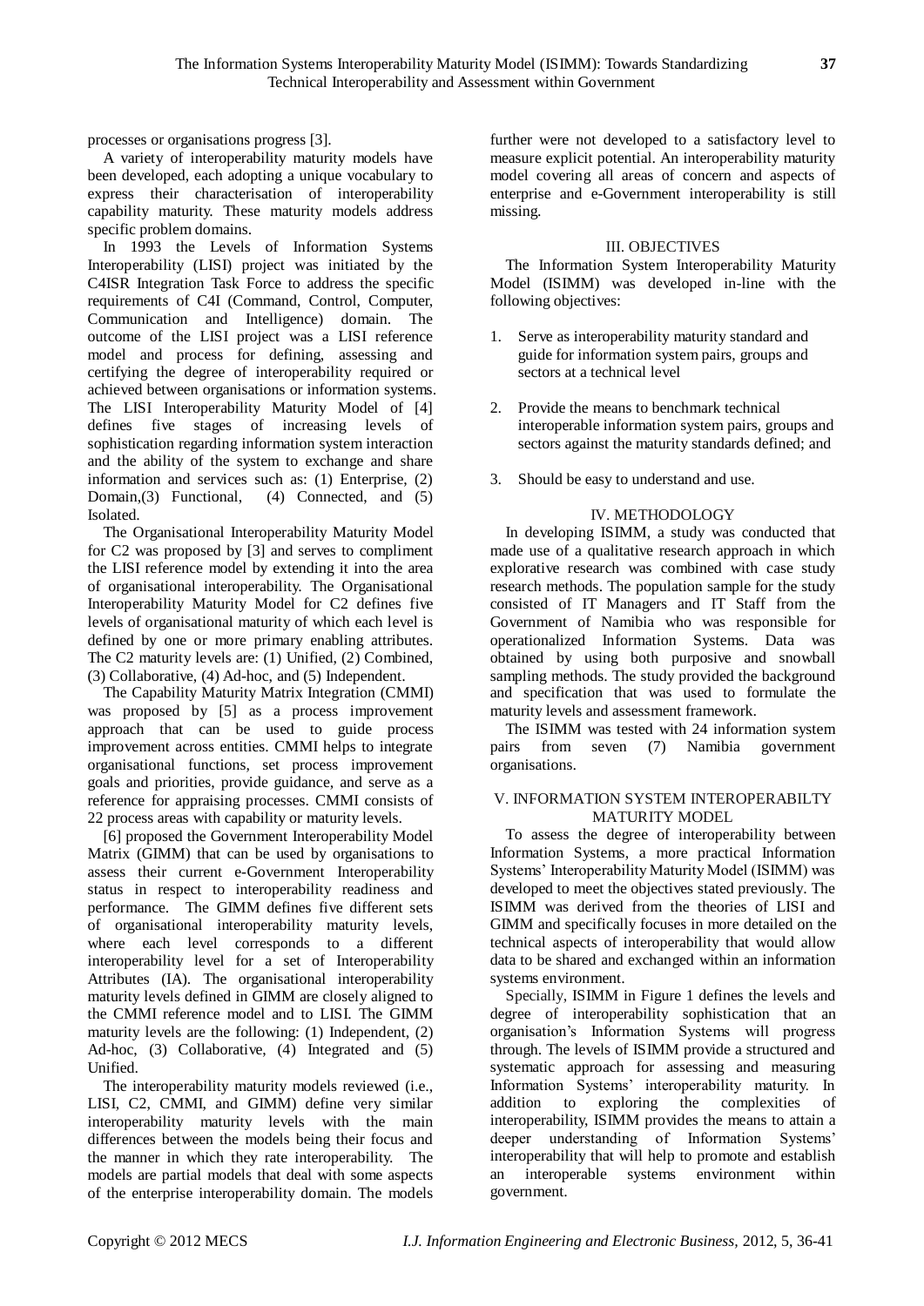processes or organisations progress [3].

A variety of interoperability maturity models have been developed, each adopting a unique vocabulary to express their characterisation of interoperability capability maturity. These maturity models address specific problem domains.

In 1993 the Levels of Information Systems Interoperability (LISI) project was initiated by the C4ISR Integration Task Force to address the specific requirements of C4I (Command, Control, Computer, Communication and Intelligence) domain. The outcome of the LISI project was a LISI reference model and process for defining, assessing and certifying the degree of interoperability required or achieved between organisations or information systems. The LISI Interoperability Maturity Model of [4] defines five stages of increasing levels of sophistication regarding information system interaction and the ability of the system to exchange and share information and services such as: (1) Enterprise, (2) Domain,(3) Functional, (4) Connected, and (5) Isolated.

The Organisational Interoperability Maturity Model for C2 was proposed by [3] and serves to compliment the LISI reference model by extending it into the area of organisational interoperability. The Organisational Interoperability Maturity Model for C2 defines five levels of organisational maturity of which each level is defined by one or more primary enabling attributes. The C2 maturity levels are: (1) Unified, (2) Combined, (3) Collaborative, (4) Ad-hoc, and (5) Independent.

The Capability Maturity Matrix Integration (CMMI) was proposed by [5] as a process improvement approach that can be used to guide process improvement across entities. CMMI helps to integrate organisational functions, set process improvement goals and priorities, provide guidance, and serve as a reference for appraising processes. CMMI consists of 22 process areas with capability or maturity levels.

[6] proposed the Government Interoperability Model Matrix (GIMM) that can be used by organisations to assess their current e-Government Interoperability status in respect to interoperability readiness and performance. The GIMM defines five different sets of organisational interoperability maturity levels, where each level corresponds to a different interoperability level for a set of Interoperability Attributes (IA). The organisational interoperability maturity levels defined in GIMM are closely aligned to the CMMI reference model and to LISI. The GIMM maturity levels are the following: (1) Independent, (2) Ad-hoc, (3) Collaborative, (4) Integrated and (5) Unified.

The interoperability maturity models reviewed (i.e., LISI, C2, CMMI, and GIMM) define very similar interoperability maturity levels with the main differences between the models being their focus and the manner in which they rate interoperability. The models are partial models that deal with some aspects of the enterprise interoperability domain. The models further were not developed to a satisfactory level to measure explicit potential. An interoperability maturity model covering all areas of concern and aspects of enterprise and e-Government interoperability is still missing.

## III. OBJECTIVES

The Information System Interoperability Maturity Model (ISIMM) was developed in-line with the following objectives:

1. Serve as interoperability maturity standard and guide for information system pairs, groups and sectors at a technical level
2. Provide the means to benchmark technical interoperable information system pairs, groups and sectors against the maturity standards defined; and
3. Should be easy to understand and use.

## IV. METHODOLOGY

In developing ISIMM, a study was conducted that made use of a qualitative research approach in which explorative research was combined with case study research methods. The population sample for the study consisted of IT Managers and IT Staff from the Government of Namibia who was responsible for operationalized Information Systems. Data was obtained by using both purposive and snowball sampling methods. The study provided the background and specification that was used to formulate the maturity levels and assessment framework.

The ISIMM was tested with 24 information system pairs from seven (7) Namibia government organisations.

## V. INFORMATION SYSTEM INTEROPERABILTY MATURITY MODEL

To assess the degree of interoperability between Information Systems, a more practical Information Systems' Interoperability Maturity Model (ISIMM) was developed to meet the objectives stated previously. The ISIMM was derived from the theories of LISI and GIMM and specifically focuses in more detailed on the technical aspects of interoperability that would allow data to be shared and exchanged within an information systems environment.

Specially, ISIMM in Figure 1 defines the levels and degree of interoperability sophistication that an organisation's Information Systems will progress through. The levels of ISIMM provide a structured and systematic approach for assessing and measuring Information Systems' interoperability maturity. In addition to exploring the complexities of interoperability, ISIMM provides the means to attain a deeper understanding of Information Systems' interoperability that will help to promote and establish an interoperable systems environment within government.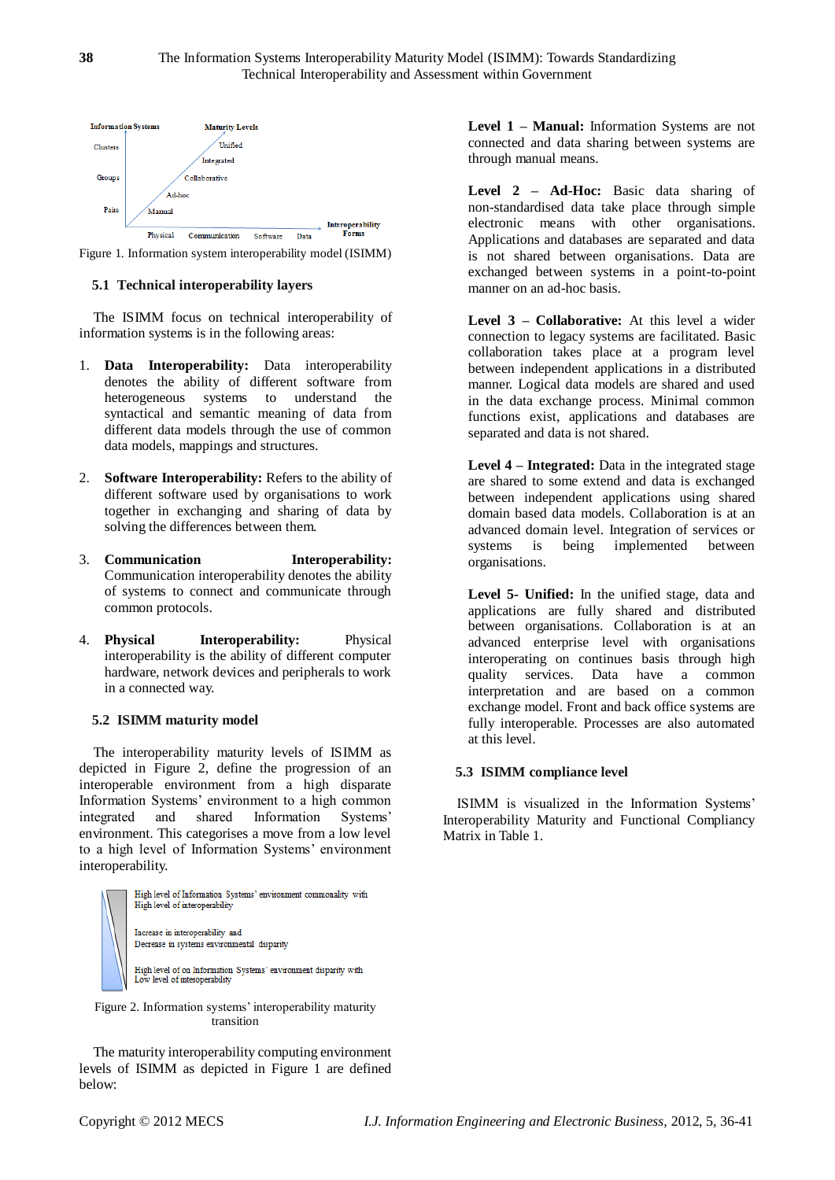Figure 1. Information system interoperability model (ISIMM)

### 5.1 Technical interoperability layers

The ISIMM focus on technical interoperability of information systems is in the following areas:

1. **Data Interoperability:** Data interoperability denotes the ability of different software from heterogeneous systems to understand the syntactical and semantic meaning of data from different data models through the use of common data models, mappings and structures.

2. **Software Interoperability:** Refers to the ability of different software used by organisations to work together in exchanging and sharing of data by solving the differences between them.

3. **Communication Interoperability:** Communication interoperability denotes the ability of systems to connect and communicate through common protocols.

4. **Physical Interoperability:** Physical interoperability is the ability of different computer hardware, network devices and peripherals to work in a connected way.

### 5.2 ISIMM maturity model

The interoperability maturity levels of ISIMM as depicted in Figure 2, define the progression of an interoperable environment from a high disparate Information Systems' environment to a high common integrated and shared Information Systems' environment. This categorises a move from a low level to a high level of Information Systems' environment interoperability.

Figure 2. Information systems' interoperability maturity transition

The maturity interoperability computing environment levels of ISIMM as depicted in Figure 1 are defined below:

**Level 1 – Manual:** Information Systems are not connected and data sharing between systems are through manual means.

**Level 2 – Ad-Hoc:** Basic data sharing of non-standardised data take place through simple electronic means with other organisations. Applications and databases are separated and data is not shared between organisations. Data are exchanged between systems in a point-to-point manner on an ad-hoc basis.

**Level 3 – Collaborative:** At this level a wider connection to legacy systems are facilitated. Basic collaboration takes place at a program level between independent applications in a distributed manner. Logical data models are shared and used in the data exchange process. Minimal common functions exist, applications and databases are separated and data is not shared.

**Level 4 – Integrated:** Data in the integrated stage are shared to some extend and data is exchanged between independent applications using shared domain based data models. Collaboration is at an advanced domain level. Integration of services or systems is being implemented between organisations.

**Level 5- Unified:** In the unified stage, data and applications are fully shared and distributed between organisations. Collaboration is at an advanced enterprise level with organisations interoperating on continues basis through high quality services. Data have a common interpretation and are based on a common exchange model. Front and back office systems are fully interoperable. Processes are also automated at this level.

### 5.3 ISIMM compliance level

ISIMM is visualized in the Information Systems' Interoperability Maturity and Functional Compliancy Matrix in Table 1.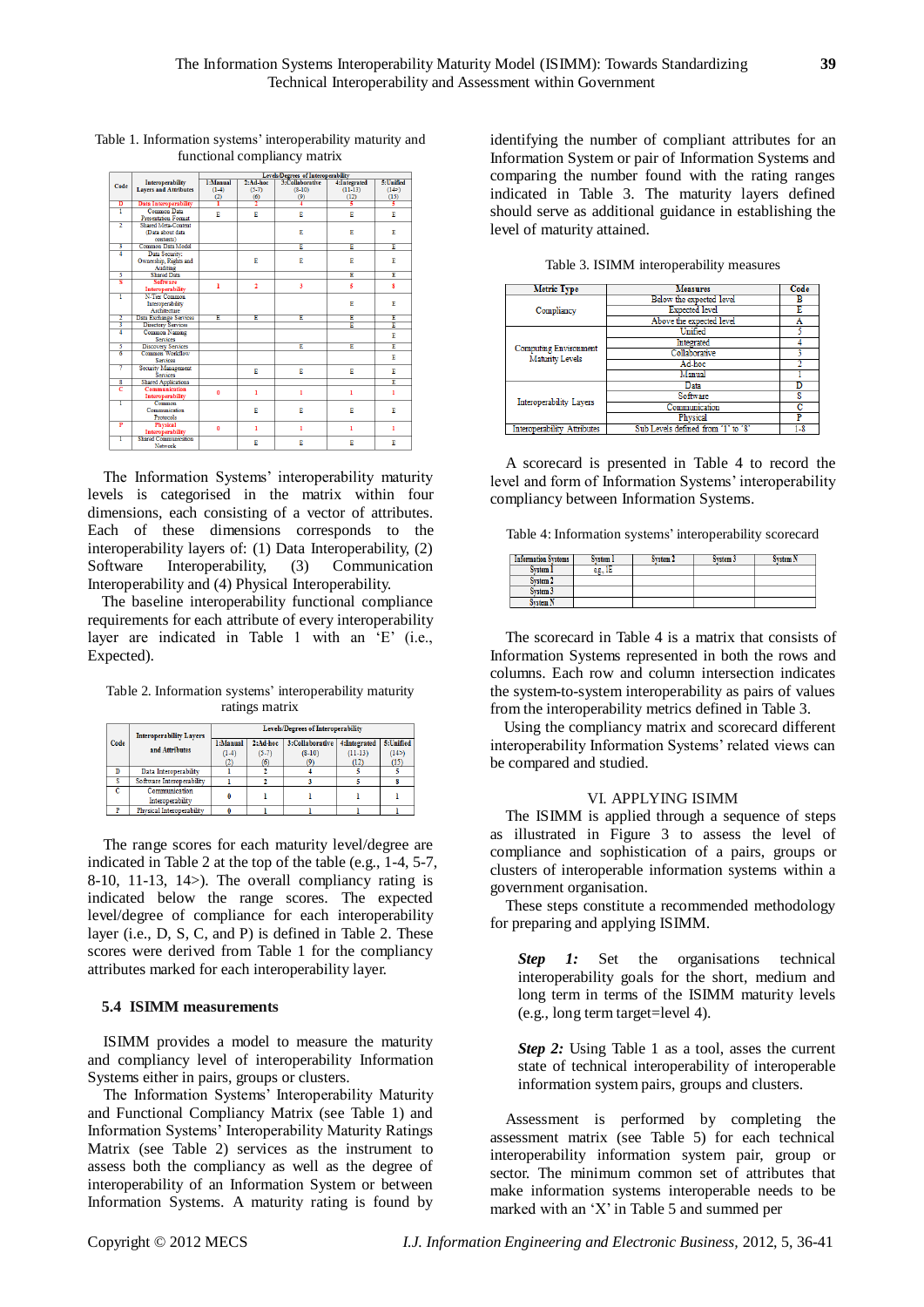Table 1. Information systems' interoperability maturity and functional compliancy matrix

| Code | Interoperability Layers and Attributes | 1:Manual (1-4) (2) | 2:Ad-hoc (5-7) (6) | 3:Collaborative (8-10) (9) | 4:Integrated (11-13) (12) | 5:Unified (14+) (15) |
|---|---|---|---|---|---|---|
| D | Data Interoperability | 1 | 2 | 4 | 5 | 5 |
| 1 | Common Data Presentation Format | E | E | E | E | E |
| 2 | Shared Meta-Content (Data about data contents) | | | E | E | E |
| 3 | Common Data Model | | | E | E | E |
| 4 | Data Security: Ownership, Rights and Auditing | | E | E | E | E |
| 5 | Shared Data | | | | E | E |
| S | Software Interoperability | 1 | 2 | 3 | 5 | 8 |
| 1 | N-Tier Common Interoperability Architecture | | | | E | E |
| 2 | Data Exchange Services | E | E | E | E | E |
| 3 | Directory Services | | | | E | E |
| 4 | Common Naming Services | | | | | E |
| 5 | Discovery Services | | | E | E | E |
| 6 | Common Workflow Services | | | | | E |
| 7 | Security Management Services | | E | E | E | E |
| 8 | Shared Applications | | | | | E |
| C | Communication Interoperability | 0 | 1 | 1 | 1 | 1 |
| 1 | Common Communication Protocols | | E | E | E | E |
| P | Physical Interoperability | 0 | 1 | 1 | 1 | 1 |
| 1 | Shared Communication Network | | E | E | E | E |

The Information Systems' interoperability maturity levels is categorised in the matrix within four dimensions, each consisting of a vector of attributes. Each of these dimensions corresponds to the interoperability layers of: (1) Data Interoperability, (2) Software Interoperability, (3) Communication Interoperability and (4) Physical Interoperability.

The baseline interoperability functional compliance requirements for each attribute of every interoperability layer are indicated in Table 1 with an 'E' (i.e., Expected).

Table 2. Information systems' interoperability maturity ratings matrix

| Code | Interoperability Layers and Attributes | 1:Manual (1-4) (2) | 2:Ad-hoc (5-7) (6) | 3:Collaborative (8-10) (9) | 4:Integrated (11-13) (12) | 5:Unified (14>) (15) |
|---|---|---|---|---|---|---|
| D | Data Interoperability | 1 | 2 | 4 | 5 | 5 |
| S | Software Interoperability | 1 | 2 | 3 | 5 | 8 |
| C | Communication Interoperability | 0 | 1 | 1 | 1 | 1 |
| P | Physical Interoperability | 0 | 1 | 1 | 1 | 1 |

The range scores for each maturity level/degree are indicated in Table 2 at the top of the table (e.g., 1-4, 5-7, 8-10, 11-13, 14>). The overall compliancy rating is indicated below the range scores. The expected level/degree of compliance for each interoperability layer (i.e., D, S, C, and P) is defined in Table 2. These scores were derived from Table 1 for the compliancy attributes marked for each interoperability layer.

### 5.4 ISIMM measurements

ISIMM provides a model to measure the maturity and compliancy level of interoperability Information Systems either in pairs, groups or clusters.

The Information Systems' Interoperability Maturity and Functional Compliancy Matrix (see Table 1) and Information Systems' Interoperability Maturity Ratings Matrix (see Table 2) services as the instrument to assess both the compliancy as well as the degree of interoperability of an Information System or between Information Systems. A maturity rating is found by identifying the number of compliant attributes for an Information System or pair of Information Systems and comparing the number found with the rating ranges indicated in Table 3. The maturity layers defined should serve as additional guidance in establishing the level of maturity attained.

Table 3. ISIMM interoperability measures

| Metric Type | Measures | Code |
|---|---|---|
| Compliancy | Below the expected level | B |
| | Expected level | E |
| | Above the expected level | A |
| Computing Environment Maturity Levels | Unified | 5 |
| | Integrated | 4 |
| | Collaborative | 3 |
| | Ad-hoc | 2 |
| | Manual | 1 |
| Interoperability Layers | Data | D |
| | Software | S |
| | Communication | C |
| | Physical | P |
| Interoperability Attributes | Sub Levels defined from '1' to '8' | 1-8 |

A scorecard is presented in Table 4 to record the level and form of Information Systems' interoperability compliancy between Information Systems.

Table 4: Information systems' interoperability scorecard

| Information Systems | System 1 | System 2 | System 3 | System N |
|---|---|---|---|---|
| System 1 | e.g., 1E | | | |
| System 2 | | | | |
| System 3 | | | | |
| System N | | | | |

The scorecard in Table 4 is a matrix that consists of Information Systems represented in both the rows and columns. Each row and column intersection indicates the system-to-system interoperability as pairs of values from the interoperability metrics defined in Table 3.

Using the compliancy matrix and scorecard different interoperability Information Systems' related views can be compared and studied.

## VI. APPLYING ISIMM

The ISIMM is applied through a sequence of steps as illustrated in Figure 3 to assess the level of compliance and sophistication of a pairs, groups or clusters of interoperable information systems within a government organisation.

These steps constitute a recommended methodology for preparing and applying ISIMM.

> ***Step 1:*** Set the organisations technical interoperability goals for the short, medium and long term in terms of the ISIMM maturity levels (e.g., long term target=level 4).

> ***Step 2:*** Using Table 1 as a tool, asses the current state of technical interoperability of interoperable information system pairs, groups and clusters.

Assessment is performed by completing the assessment matrix (see Table 5) for each technical interoperability information system pair, group or sector. The minimum common set of attributes that make information systems interoperable needs to be marked with an 'X' in Table 5 and summed per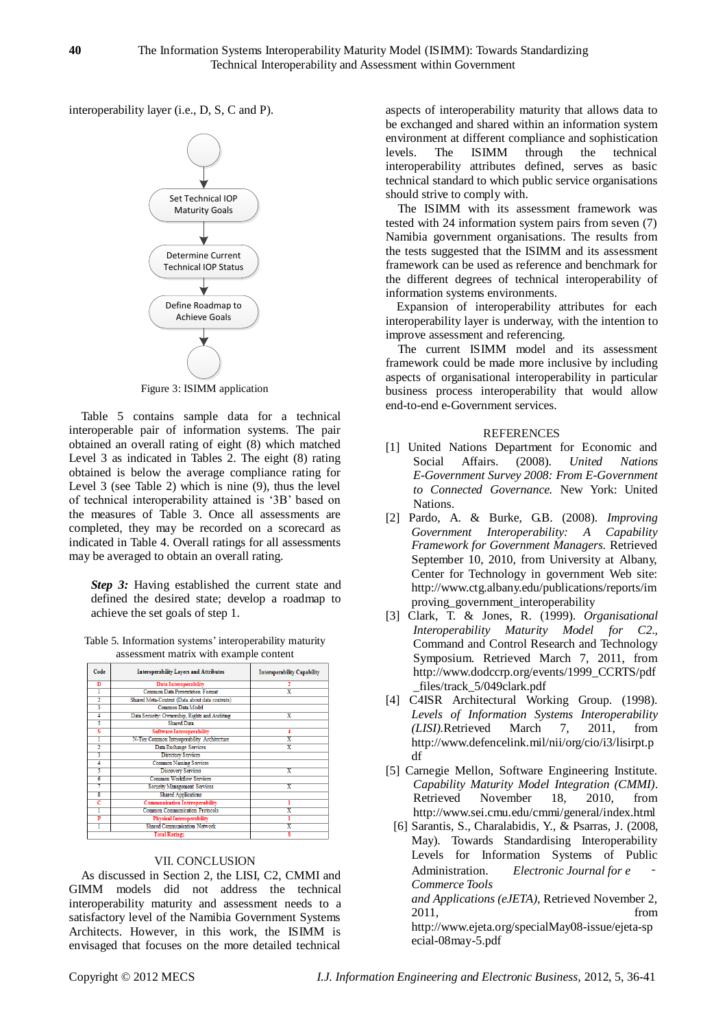interoperability layer (i.e., D, S, C and P).

Set Technical IOP Maturity Goals

Determine Current Technical IOP Status

Define Roadmap to Achieve Goals

Figure 3: ISIMM application

Table 5 contains sample data for a technical interoperable pair of information systems. The pair obtained an overall rating of eight (8) which matched Level 3 as indicated in Tables 2. The eight (8) rating obtained is below the average compliance rating for Level 3 (see Table 2) which is nine (9), thus the level of technical interoperability attained is '3B' based on the measures of Table 3. Once all assessments are completed, they may be recorded on a scorecard as indicated in Table 4. Overall ratings for all assessments may be averaged to obtain an overall rating.

***Step 3:*** Having established the current state and defined the desired state; develop a roadmap to achieve the set goals of step 1.

Table 5. Information systems' interoperability maturity assessment matrix with example content

| Code | Interoperability Layers and Attributes | Interoperability Capability |
|---|---|---|
| D | Data Interoperability | 2 |
| 1 | Common Data Presentation Format | X |
| 2 | Shared Meta-Content (Data about data contents) | |
| 3 | Common Data Model | |
| 4 | Data Security: Ownership, Rights and Auditing | X |
| 5 | Shared Data | |
| S | Software Interoperability | 4 |
| 1 | N-Tier Common Interoperability Architecture | X |
| 2 | Data Exchange Services | X |
| 3 | Directory Services | |
| 4 | Common Naming Services | |
| 5 | Discovery Services | X |
| 6 | Common Workflow Services | |
| 7 | Security Management Services | X |
| 8 | Shared Applications | |
| C | Communication Interoperability | 1 |
| 1 | Common Communication Protocols | X |
| P | Physical Interoperability | 1 |
| 1 | Shared Communication Network | X |
| | Total Rating: | 8 |

## VII. CONCLUSION

As discussed in Section 2, the LISI, C2, CMMI and GIMM models did not address the technical interoperability maturity and assessment needs to a satisfactory level of the Namibia Government Systems Architects. However, in this work, the ISIMM is envisaged that focuses on the more detailed technical aspects of interoperability maturity that allows data to be exchanged and shared within an information system environment at different compliance and sophistication levels. The ISIMM through the technical interoperability attributes defined, serves as basic technical standard to which public service organisations should strive to comply with.

The ISIMM with its assessment framework was tested with 24 information system pairs from seven (7) Namibia government organisations. The results from the tests suggested that the ISIMM and its assessment framework can be used as reference and benchmark for the different degrees of technical interoperability of information systems environments.

Expansion of interoperability attributes for each interoperability layer is underway, with the intention to improve assessment and referencing.

The current ISIMM model and its assessment framework could be made more inclusive by including aspects of organisational interoperability in particular business process interoperability that would allow end-to-end e-Government services.

## REFERENCES

[1] United Nations Department for Economic and Social Affairs. (2008). *United Nations E-Government Survey 2008: From E-Government to Connected Governance.* New York: United Nations.

[2] Pardo, A. & Burke, G.B. (2008). *Improving Government Interoperability: A Capability Framework for Government Managers.* Retrieved September 10, 2010, from University at Albany, Center for Technology in government Web site: http://www.ctg.albany.edu/publications/reports/improving_government_interoperability

[3] Clark, T. & Jones, R. (1999). *Organisational Interoperability Maturity Model for C2.*, Command and Control Research and Technology Symposium. Retrieved March 7, 2011, from http://www.dodccrp.org/events/1999_CCRTS/pdf_files/track_5/049clark.pdf

[4] C4ISR Architectural Working Group. (1998). *Levels of Information Systems Interoperability (LISI).*Retrieved March 7, 2011, from http://www.defencelink.mil/nii/org/cio/i3/lisirpt.pdf

[5] Carnegie Mellon, Software Engineering Institute. *Capability Maturity Model Integration (CMMI).* Retrieved November 18, 2010, from http://www.sei.cmu.edu/cmmi/general/index.html

[6] Sarantis, S., Charalabidis, Y., & Psarras, J. (2008, May). Towards Standardising Interoperability Levels for Information Systems of Public Administration. *Electronic Journal for e - Commerce Tools and Applications (eJETA)*, Retrieved November 2, 2011, from http://www.ejeta.org/specialMay08-issue/ejeta-special-08may-5.pdf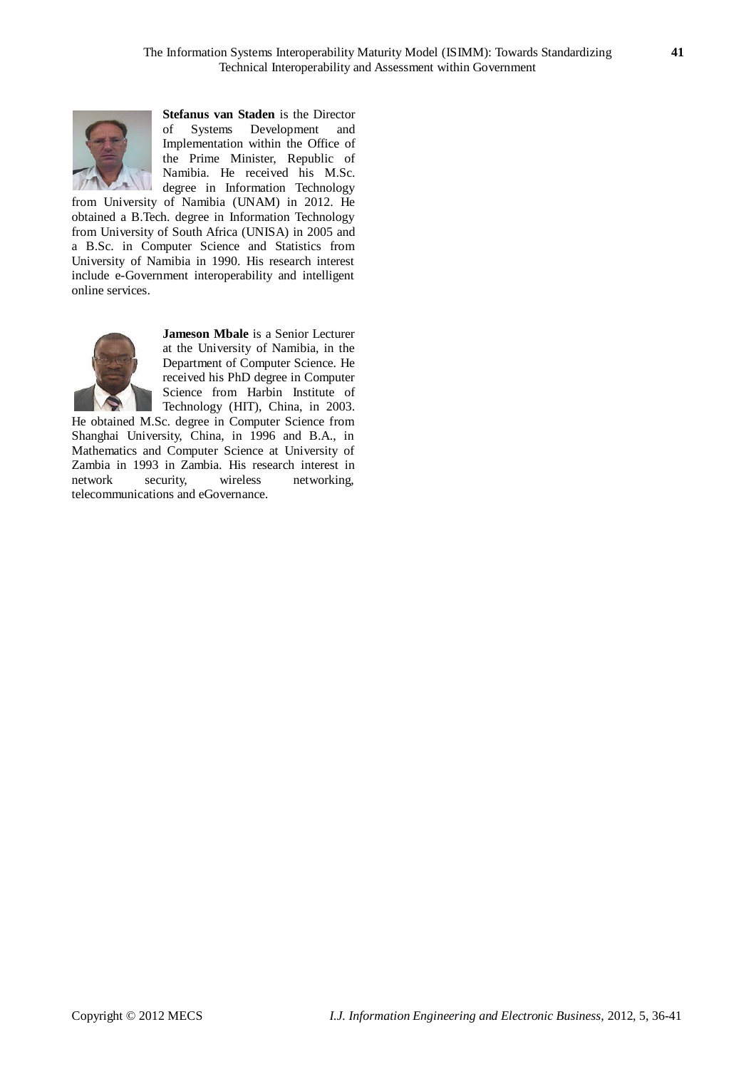**Stefanus van Staden** is the Director of Systems Development and Implementation within the Office of the Prime Minister, Republic of Namibia. He received his M.Sc. degree in Information Technology from University of Namibia (UNAM) in 2012. He obtained a B.Tech. degree in Information Technology from University of South Africa (UNISA) in 2005 and a B.Sc. in Computer Science and Statistics from University of Namibia in 1990. His research interest include e-Government interoperability and intelligent online services.

**Jameson Mbale** is a Senior Lecturer at the University of Namibia, in the Department of Computer Science. He received his PhD degree in Computer Science from Harbin Institute of Technology (HIT), China, in 2003. He obtained M.Sc. degree in Computer Science from Shanghai University, China, in 1996 and B.A., in Mathematics and Computer Science at University of Zambia in 1993 in Zambia. His research interest in network security, wireless networking, telecommunications and eGovernance.